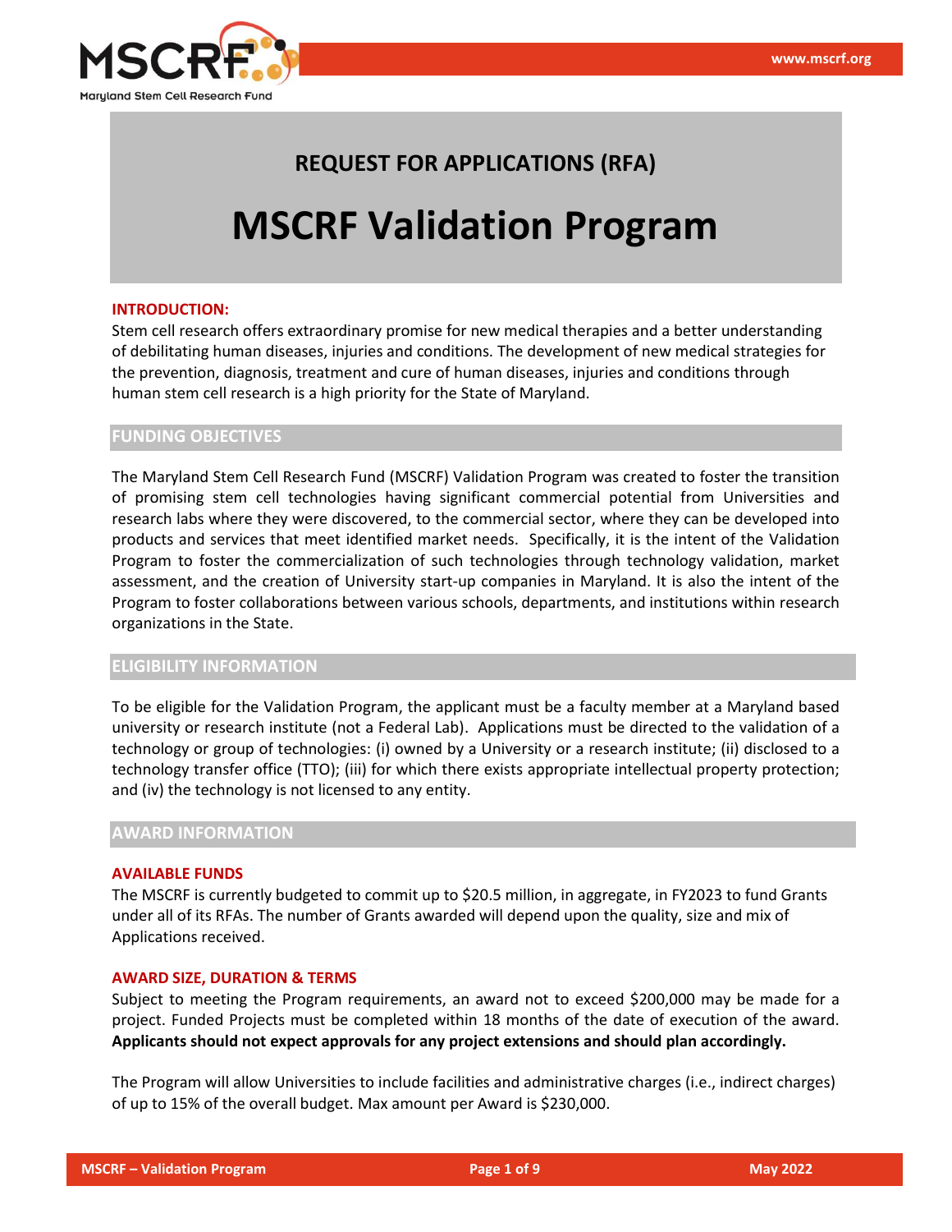# REQUEST FOR APPLICATIONS (RFA)

# MSCRF Validation Program

## INTRODUCTION:

Stem cell research offers extraordinary promise for new medical therapies and a better understanding of debilitating human diseases, injuries and conditions. The development of new medical strategies for the prevention, diagnosis, treatment and cure of human diseases, injuries and conditions through human stem cell research is a high priority for the State of Maryland.

## FUNDING OBJECTIVES

The Maryland Stem Cell Research Fund (MSCRF) Validation Program was created to foster the transition of promising stem cell technologies having significant commercial potential from Universities and research labs where they were discovered, to the commercial sector, where they can be developed into products and services that meet identified market needs. Specifically, it is the intent of the Validation Program to foster the commercialization of such technologies through technology validation, market assessment, and the creation of University start-up companies in Maryland. It is also the intent of the Program to foster collaborations between various schools, departments, and institutions within research organizations in the State.

## ELIGIBILITY INFORMATION

To be eligible for the Validation Program, the applicant must be a faculty member at a Maryland based university or research institute (not a Federal Lab). Applications must be directed to the validation of a technology or group of technologies: (i) owned by a University or a research institute; (ii) disclosed to a technology transfer office (TTO); (iii) for which there exists appropriate intellectual property protection; and (iv) the technology is not licensed to any entity.

## AWARD INFORMATION

### AVAILABLE FUNDS

The MSCRF is currently budgeted to commit up to $20.5 million, in aggregate, in FY2023 to fund Grants under all of its RFAs. The number of Grants awarded will depend upon the quality, size and mix of Applications received.

### AWARD SIZE, DURATION & TERMS

Subject to meeting the Program requirements, an award not to exceed $200,000 may be made for a project. Funded Projects must be completed within 18 months of the date of execution of the award. **Applicants should not expect approvals for any project extensions and should plan accordingly.**

The Program will allow Universities to include facilities and administrative charges (i.e., indirect charges) of up to 15% of the overall budget. Max amount per Award is $230,000.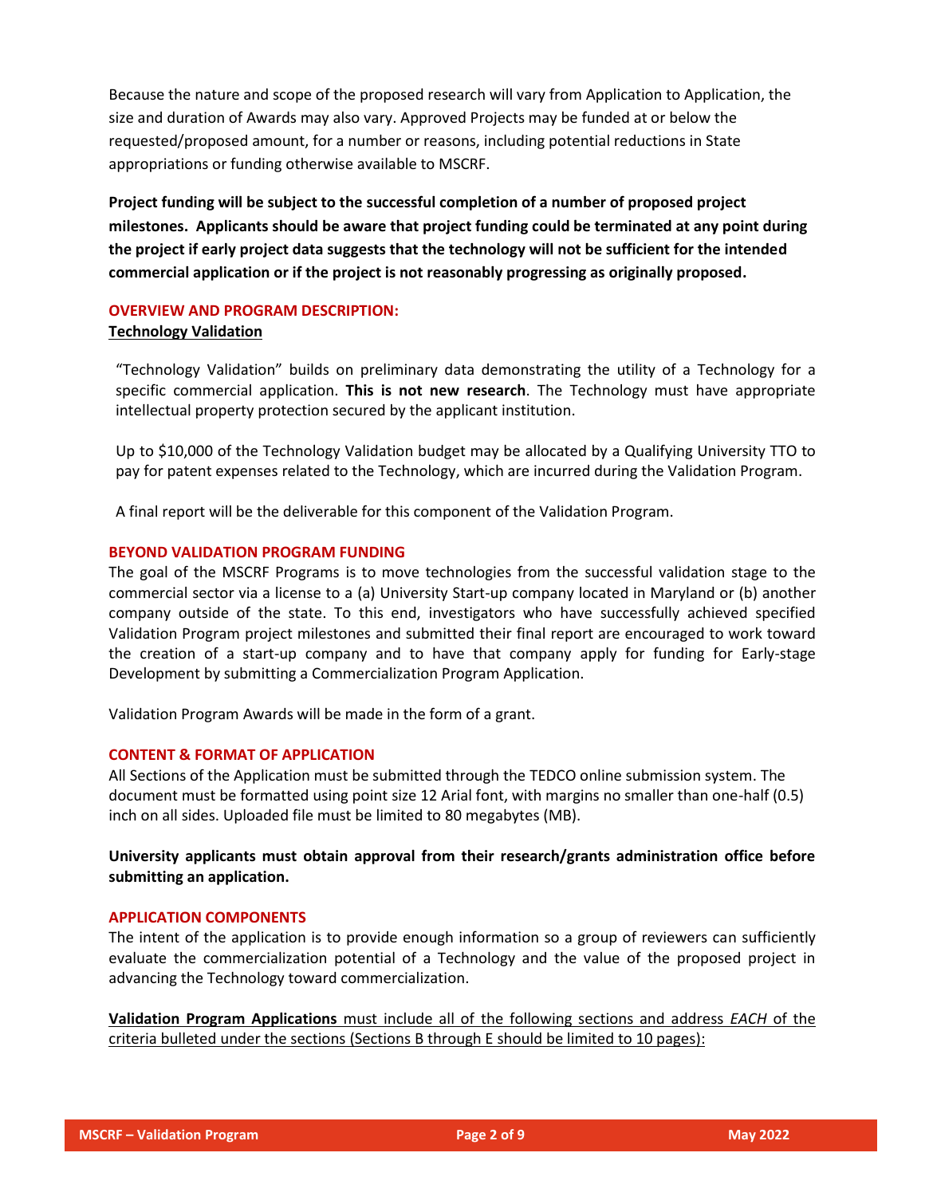Because the nature and scope of the proposed research will vary from Application to Application, the size and duration of Awards may also vary. Approved Projects may be funded at or below the requested/proposed amount, for a number or reasons, including potential reductions in State appropriations or funding otherwise available to MSCRF.

**Project funding will be subject to the successful completion of a number of proposed project milestones. Applicants should be aware that project funding could be terminated at any point during the project if early project data suggests that the technology will not be sufficient for the intended commercial application or if the project is not reasonably progressing as originally proposed.**

## OVERVIEW AND PROGRAM DESCRIPTION:

### Technology Validation

"Technology Validation" builds on preliminary data demonstrating the utility of a Technology for a specific commercial application. **This is not new research**. The Technology must have appropriate intellectual property protection secured by the applicant institution.

Up to $10,000 of the Technology Validation budget may be allocated by a Qualifying University TTO to pay for patent expenses related to the Technology, which are incurred during the Validation Program.

A final report will be the deliverable for this component of the Validation Program.

## BEYOND VALIDATION PROGRAM FUNDING

The goal of the MSCRF Programs is to move technologies from the successful validation stage to the commercial sector via a license to a (a) University Start-up company located in Maryland or (b) another company outside of the state. To this end, investigators who have successfully achieved specified Validation Program project milestones and submitted their final report are encouraged to work toward the creation of a start-up company and to have that company apply for funding for Early-stage Development by submitting a Commercialization Program Application.

Validation Program Awards will be made in the form of a grant.

## CONTENT & FORMAT OF APPLICATION

All Sections of the Application must be submitted through the TEDCO online submission system. The document must be formatted using point size 12 Arial font, with margins no smaller than one-half (0.5) inch on all sides. Uploaded file must be limited to 80 megabytes (MB).

**University applicants must obtain approval from their research/grants administration office before submitting an application.**

## APPLICATION COMPONENTS

The intent of the application is to provide enough information so a group of reviewers can sufficiently evaluate the commercialization potential of a Technology and the value of the proposed project in advancing the Technology toward commercialization.

**Validation Program Applications** must include all of the following sections and address *EACH* of the criteria bulleted under the sections (Sections B through E should be limited to 10 pages):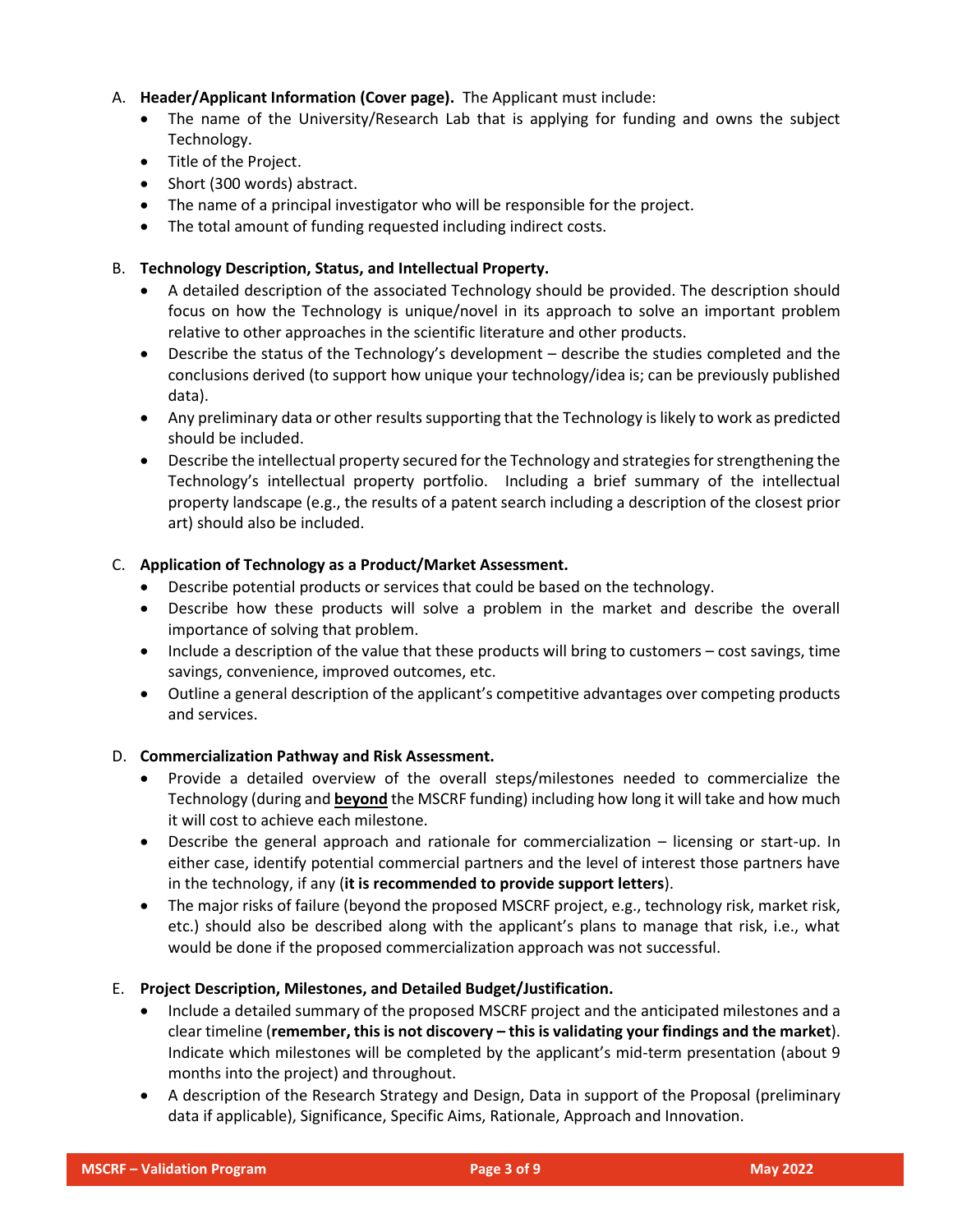A. **Header/Applicant Information (Cover page).** The Applicant must include:
   - The name of the University/Research Lab that is applying for funding and owns the subject Technology.
   - Title of the Project.
   - Short (300 words) abstract.
   - The name of a principal investigator who will be responsible for the project.
   - The total amount of funding requested including indirect costs.

B. **Technology Description, Status, and Intellectual Property.**
   - A detailed description of the associated Technology should be provided. The description should focus on how the Technology is unique/novel in its approach to solve an important problem relative to other approaches in the scientific literature and other products.
   - Describe the status of the Technology's development – describe the studies completed and the conclusions derived (to support how unique your technology/idea is; can be previously published data).
   - Any preliminary data or other results supporting that the Technology is likely to work as predicted should be included.
   - Describe the intellectual property secured for the Technology and strategies for strengthening the Technology's intellectual property portfolio. Including a brief summary of the intellectual property landscape (e.g., the results of a patent search including a description of the closest prior art) should also be included.

C. **Application of Technology as a Product/Market Assessment.**
   - Describe potential products or services that could be based on the technology.
   - Describe how these products will solve a problem in the market and describe the overall importance of solving that problem.
   - Include a description of the value that these products will bring to customers – cost savings, time savings, convenience, improved outcomes, etc.
   - Outline a general description of the applicant's competitive advantages over competing products and services.

D. **Commercialization Pathway and Risk Assessment.**
   - Provide a detailed overview of the overall steps/milestones needed to commercialize the Technology (during and **<u>beyond</u>** the MSCRF funding) including how long it will take and how much it will cost to achieve each milestone.
   - Describe the general approach and rationale for commercialization – licensing or start-up. In either case, identify potential commercial partners and the level of interest those partners have in the technology, if any (**it is recommended to provide support letters**).
   - The major risks of failure (beyond the proposed MSCRF project, e.g., technology risk, market risk, etc.) should also be described along with the applicant's plans to manage that risk, i.e., what would be done if the proposed commercialization approach was not successful.

E. **Project Description, Milestones, and Detailed Budget/Justification.**
   - Include a detailed summary of the proposed MSCRF project and the anticipated milestones and a clear timeline (**remember, this is not discovery – this is validating your findings and the market**). Indicate which milestones will be completed by the applicant's mid-term presentation (about 9 months into the project) and throughout.
   - A description of the Research Strategy and Design, Data in support of the Proposal (preliminary data if applicable), Significance, Specific Aims, Rationale, Approach and Innovation.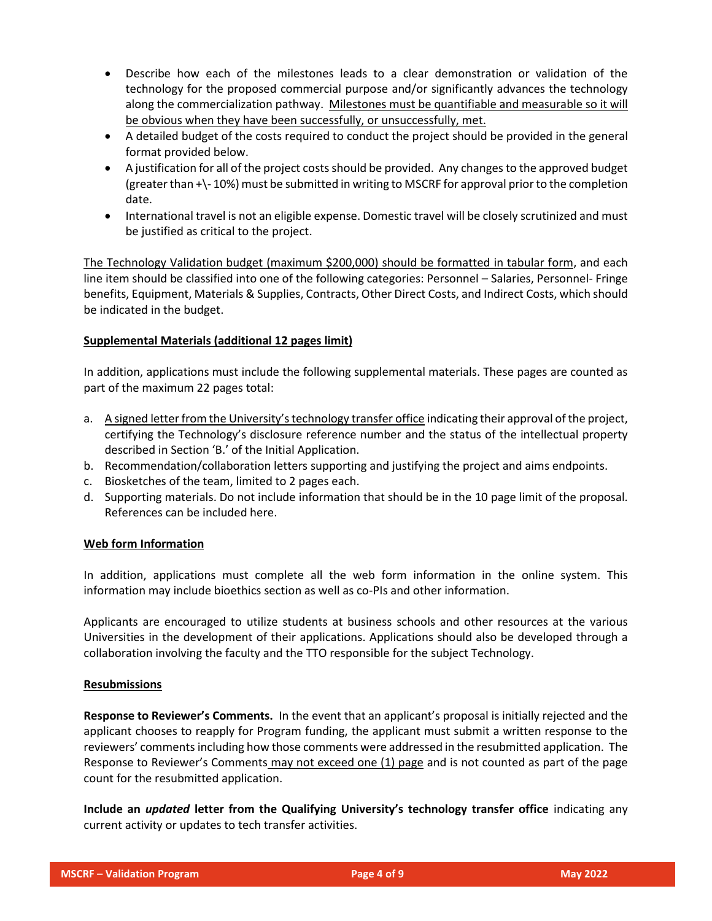- Describe how each of the milestones leads to a clear demonstration or validation of the technology for the proposed commercial purpose and/or significantly advances the technology along the commercialization pathway. <u>Milestones must be quantifiable and measurable so it will be obvious when they have been successfully, or unsuccessfully, met.</u>
- A detailed budget of the costs required to conduct the project should be provided in the general format provided below.
- A justification for all of the project costs should be provided. Any changes to the approved budget (greater than +\- 10%) must be submitted in writing to MSCRF for approval prior to the completion date.
- International travel is not an eligible expense. Domestic travel will be closely scrutinized and must be justified as critical to the project.

<u>The Technology Validation budget (maximum $200,000) should be formatted in tabular form</u>, and each line item should be classified into one of the following categories: Personnel – Salaries, Personnel- Fringe benefits, Equipment, Materials & Supplies, Contracts, Other Direct Costs, and Indirect Costs, which should be indicated in the budget.

**<u>Supplemental Materials (additional 12 pages limit)</u>**

In addition, applications must include the following supplemental materials. These pages are counted as part of the maximum 22 pages total:

a. <u>A signed letter from the University's technology transfer office</u> indicating their approval of the project, certifying the Technology's disclosure reference number and the status of the intellectual property described in Section 'B.' of the Initial Application.
b. Recommendation/collaboration letters supporting and justifying the project and aims endpoints.
c. Biosketches of the team, limited to 2 pages each.
d. Supporting materials. Do not include information that should be in the 10 page limit of the proposal. References can be included here.

**<u>Web form Information</u>**

In addition, applications must complete all the web form information in the online system. This information may include bioethics section as well as co-PIs and other information.

Applicants are encouraged to utilize students at business schools and other resources at the various Universities in the development of their applications. Applications should also be developed through a collaboration involving the faculty and the TTO responsible for the subject Technology.

**<u>Resubmissions</u>**

**Response to Reviewer's Comments.** In the event that an applicant's proposal is initially rejected and the applicant chooses to reapply for Program funding, the applicant must submit a written response to the reviewers' comments including how those comments were addressed in the resubmitted application. The Response to Reviewer's Comments <u>may not exceed one (1) page</u> and is not counted as part of the page count for the resubmitted application.

**Include an *updated* letter from the Qualifying University's technology transfer office** indicating any current activity or updates to tech transfer activities.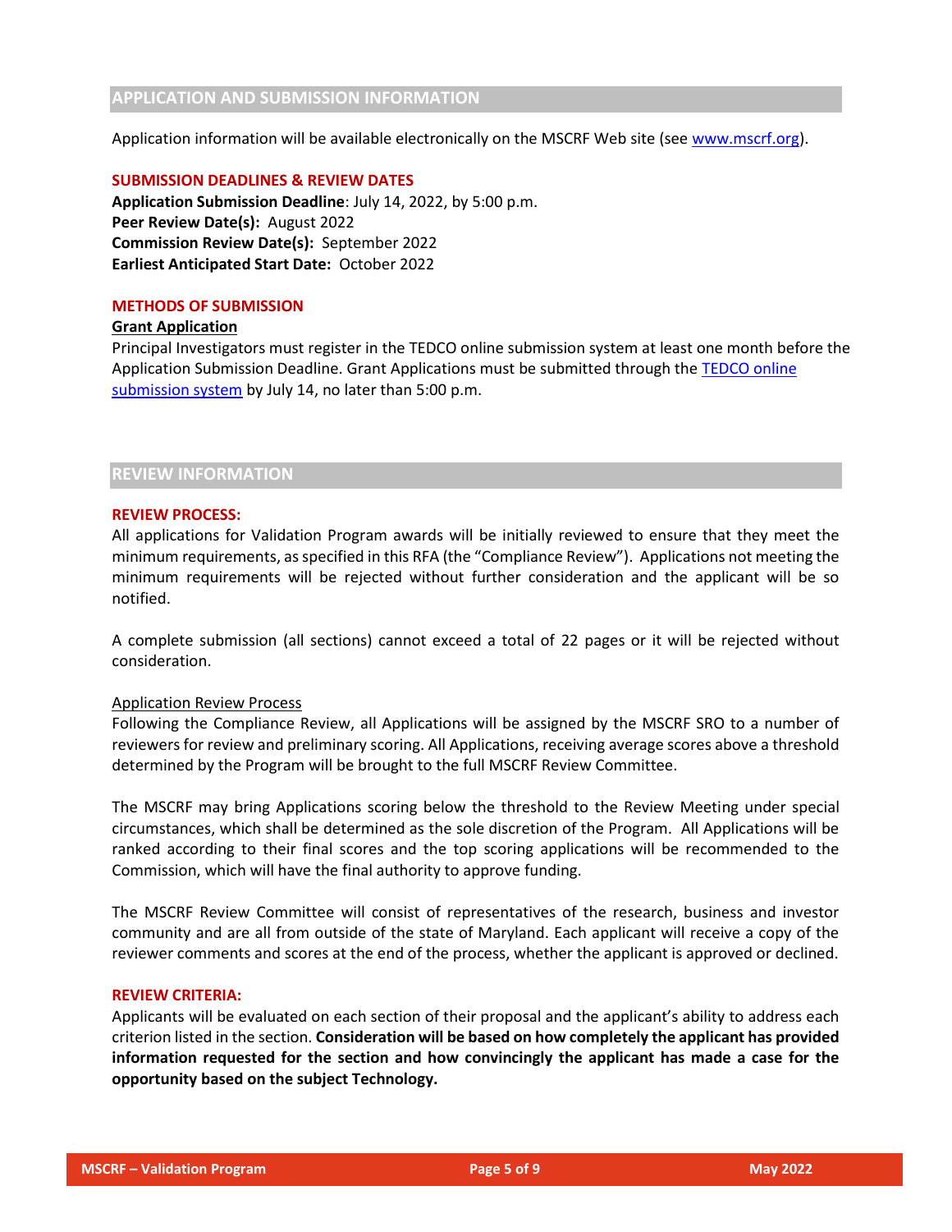## APPLICATION AND SUBMISSION INFORMATION

Application information will be available electronically on the MSCRF Web site (see [www.mscrf.org](www.mscrf.org)).

### SUBMISSION DEADLINES & REVIEW DATES

**Application Submission Deadline**: July 14, 2022, by 5:00 p.m.
**Peer Review Date(s):** August 2022
**Commission Review Date(s):** September 2022
**Earliest Anticipated Start Date:** October 2022

### METHODS OF SUBMISSION

**Grant Application**

Principal Investigators must register in the TEDCO online submission system at least one month before the Application Submission Deadline. Grant Applications must be submitted through the TEDCO online submission system by July 14, no later than 5:00 p.m.

## REVIEW INFORMATION

### REVIEW PROCESS:

All applications for Validation Program awards will be initially reviewed to ensure that they meet the minimum requirements, as specified in this RFA (the "Compliance Review"). Applications not meeting the minimum requirements will be rejected without further consideration and the applicant will be so notified.

A complete submission (all sections) cannot exceed a total of 22 pages or it will be rejected without consideration.

Application Review Process

Following the Compliance Review, all Applications will be assigned by the MSCRF SRO to a number of reviewers for review and preliminary scoring. All Applications, receiving average scores above a threshold determined by the Program will be brought to the full MSCRF Review Committee.

The MSCRF may bring Applications scoring below the threshold to the Review Meeting under special circumstances, which shall be determined as the sole discretion of the Program. All Applications will be ranked according to their final scores and the top scoring applications will be recommended to the Commission, which will have the final authority to approve funding.

The MSCRF Review Committee will consist of representatives of the research, business and investor community and are all from outside of the state of Maryland. Each applicant will receive a copy of the reviewer comments and scores at the end of the process, whether the applicant is approved or declined.

### REVIEW CRITERIA:

Applicants will be evaluated on each section of their proposal and the applicant's ability to address each criterion listed in the section. **Consideration will be based on how completely the applicant has provided information requested for the section and how convincingly the applicant has made a case for the opportunity based on the subject Technology.**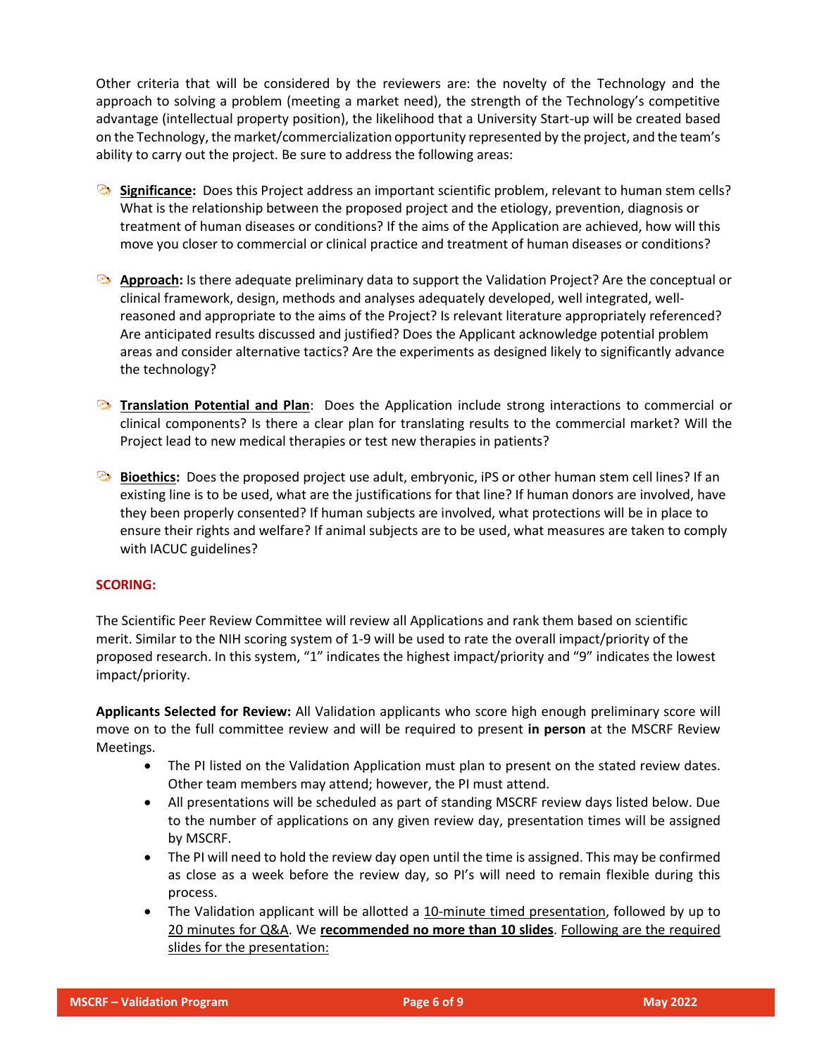Other criteria that will be considered by the reviewers are: the novelty of the Technology and the approach to solving a problem (meeting a market need), the strength of the Technology's competitive advantage (intellectual property position), the likelihood that a University Start-up will be created based on the Technology, the market/commercialization opportunity represented by the project, and the team's ability to carry out the project. Be sure to address the following areas:

- **Significance:** Does this Project address an important scientific problem, relevant to human stem cells? What is the relationship between the proposed project and the etiology, prevention, diagnosis or treatment of human diseases or conditions? If the aims of the Application are achieved, how will this move you closer to commercial or clinical practice and treatment of human diseases or conditions?

- **Approach:** Is there adequate preliminary data to support the Validation Project? Are the conceptual or clinical framework, design, methods and analyses adequately developed, well integrated, well-reasoned and appropriate to the aims of the Project? Is relevant literature appropriately referenced? Are anticipated results discussed and justified? Does the Applicant acknowledge potential problem areas and consider alternative tactics? Are the experiments as designed likely to significantly advance the technology?

- **Translation Potential and Plan**: Does the Application include strong interactions to commercial or clinical components? Is there a clear plan for translating results to the commercial market? Will the Project lead to new medical therapies or test new therapies in patients?

- **Bioethics:** Does the proposed project use adult, embryonic, iPS or other human stem cell lines? If an existing line is to be used, what are the justifications for that line? If human donors are involved, have they been properly consented? If human subjects are involved, what protections will be in place to ensure their rights and welfare? If animal subjects are to be used, what measures are taken to comply with IACUC guidelines?

**SCORING:**

The Scientific Peer Review Committee will review all Applications and rank them based on scientific merit. Similar to the NIH scoring system of 1-9 will be used to rate the overall impact/priority of the proposed research. In this system, "1" indicates the highest impact/priority and "9" indicates the lowest impact/priority.

**Applicants Selected for Review:** All Validation applicants who score high enough preliminary score will move on to the full committee review and will be required to present **in person** at the MSCRF Review Meetings.

- The PI listed on the Validation Application must plan to present on the stated review dates. Other team members may attend; however, the PI must attend.
- All presentations will be scheduled as part of standing MSCRF review days listed below. Due to the number of applications on any given review day, presentation times will be assigned by MSCRF.
- The PI will need to hold the review day open until the time is assigned. This may be confirmed as close as a week before the review day, so PI's will need to remain flexible during this process.
- The Validation applicant will be allotted a 10-minute timed presentation, followed by up to 20 minutes for Q&A. We **recommended no more than 10 slides**. Following are the required slides for the presentation: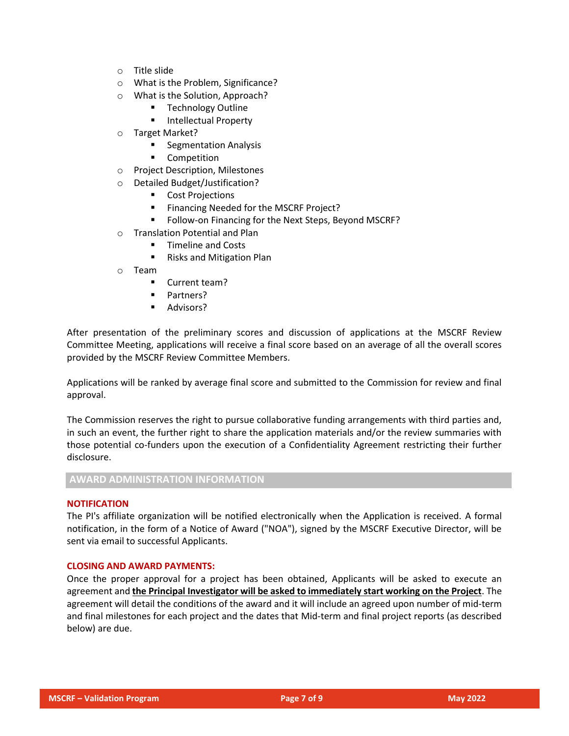- Title slide
- What is the Problem, Significance?
- What is the Solution, Approach?
  - Technology Outline
  - Intellectual Property
- Target Market?
  - Segmentation Analysis
  - Competition
- Project Description, Milestones
- Detailed Budget/Justification?
  - Cost Projections
  - Financing Needed for the MSCRF Project?
  - Follow-on Financing for the Next Steps, Beyond MSCRF?
- Translation Potential and Plan
  - Timeline and Costs
  - Risks and Mitigation Plan
- Team
  - Current team?
  - Partners?
  - Advisors?

After presentation of the preliminary scores and discussion of applications at the MSCRF Review Committee Meeting, applications will receive a final score based on an average of all the overall scores provided by the MSCRF Review Committee Members.

Applications will be ranked by average final score and submitted to the Commission for review and final approval.

The Commission reserves the right to pursue collaborative funding arrangements with third parties and, in such an event, the further right to share the application materials and/or the review summaries with those potential co-funders upon the execution of a Confidentiality Agreement restricting their further disclosure.

## AWARD ADMINISTRATION INFORMATION

### NOTIFICATION

The PI's affiliate organization will be notified electronically when the Application is received. A formal notification, in the form of a Notice of Award ("NOA"), signed by the MSCRF Executive Director, will be sent via email to successful Applicants.

### CLOSING AND AWARD PAYMENTS:

Once the proper approval for a project has been obtained, Applicants will be asked to execute an agreement and **the Principal Investigator will be asked to immediately start working on the Project**. The agreement will detail the conditions of the award and it will include an agreed upon number of mid-term and final milestones for each project and the dates that Mid-term and final project reports (as described below) are due.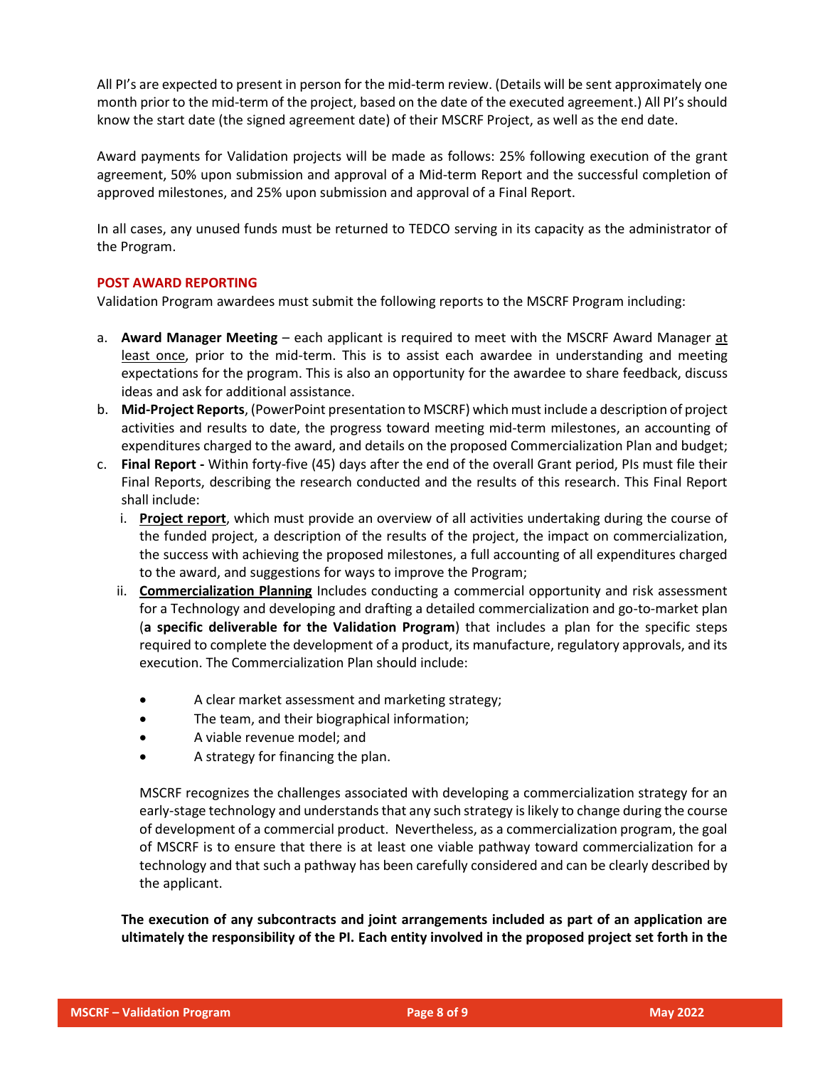All PI's are expected to present in person for the mid-term review. (Details will be sent approximately one month prior to the mid-term of the project, based on the date of the executed agreement.) All PI's should know the start date (the signed agreement date) of their MSCRF Project, as well as the end date.

Award payments for Validation projects will be made as follows: 25% following execution of the grant agreement, 50% upon submission and approval of a Mid-term Report and the successful completion of approved milestones, and 25% upon submission and approval of a Final Report.

In all cases, any unused funds must be returned to TEDCO serving in its capacity as the administrator of the Program.

## POST AWARD REPORTING

Validation Program awardees must submit the following reports to the MSCRF Program including:

a. **Award Manager Meeting** – each applicant is required to meet with the MSCRF Award Manager <u>at least once</u>, prior to the mid-term. This is to assist each awardee in understanding and meeting expectations for the program. This is also an opportunity for the awardee to share feedback, discuss ideas and ask for additional assistance.
b. **Mid-Project Reports**, (PowerPoint presentation to MSCRF) which must include a description of project activities and results to date, the progress toward meeting mid-term milestones, an accounting of expenditures charged to the award, and details on the proposed Commercialization Plan and budget;
c. **Final Report -** Within forty-five (45) days after the end of the overall Grant period, PIs must file their Final Reports, describing the research conducted and the results of this research. This Final Report shall include:
   i. **<u>Project report</u>**, which must provide an overview of all activities undertaking during the course of the funded project, a description of the results of the project, the impact on commercialization, the success with achieving the proposed milestones, a full accounting of all expenditures charged to the award, and suggestions for ways to improve the Program;
   ii. **<u>Commercialization Planning</u>** Includes conducting a commercial opportunity and risk assessment for a Technology and developing and drafting a detailed commercialization and go-to-market plan (**a specific deliverable for the Validation Program**) that includes a plan for the specific steps required to complete the development of a product, its manufacture, regulatory approvals, and its execution. The Commercialization Plan should include:

      - A clear market assessment and marketing strategy;
      - The team, and their biographical information;
      - A viable revenue model; and
      - A strategy for financing the plan.

      MSCRF recognizes the challenges associated with developing a commercialization strategy for an early-stage technology and understands that any such strategy is likely to change during the course of development of a commercial product. Nevertheless, as a commercialization program, the goal of MSCRF is to ensure that there is at least one viable pathway toward commercialization for a technology and that such a pathway has been carefully considered and can be clearly described by the applicant.

**The execution of any subcontracts and joint arrangements included as part of an application are ultimately the responsibility of the PI. Each entity involved in the proposed project set forth in the**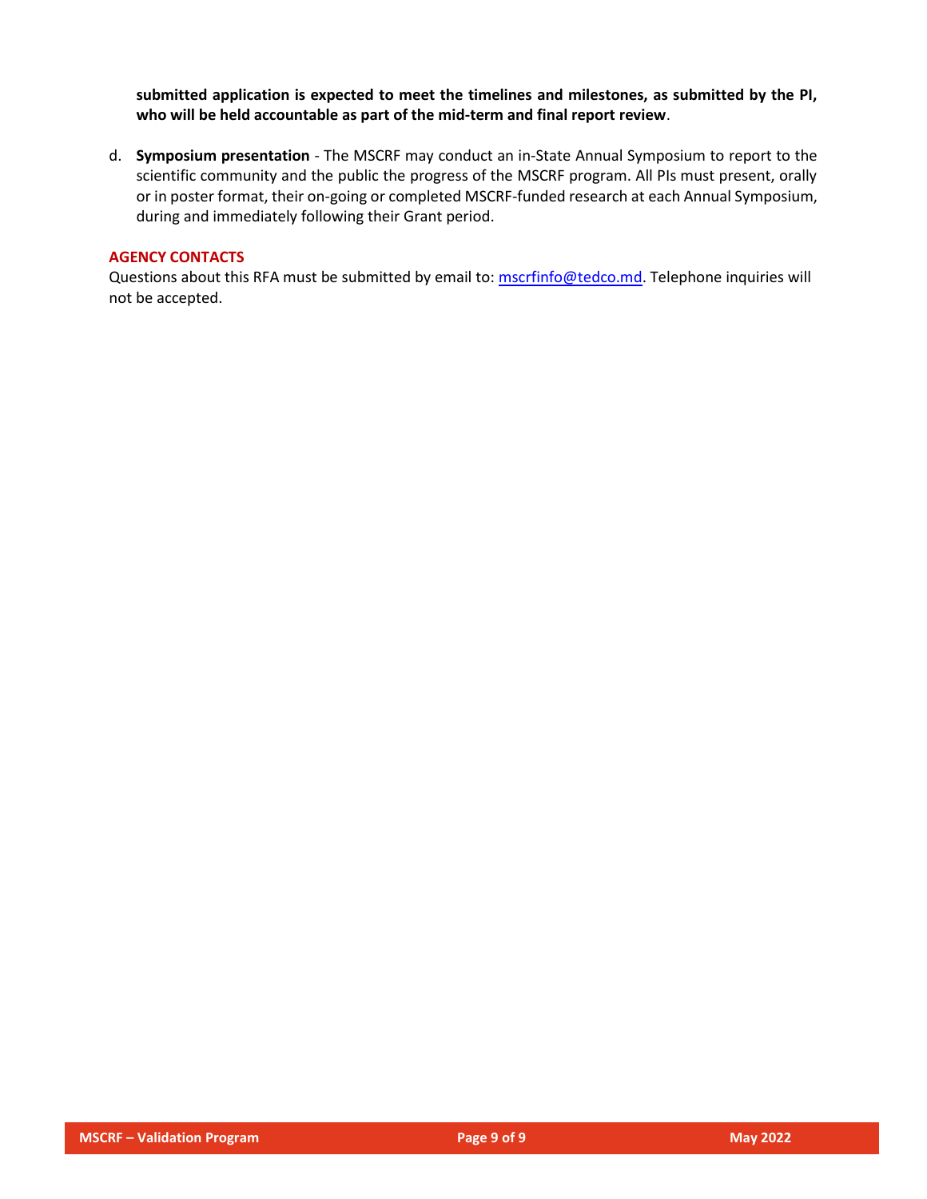**submitted application is expected to meet the timelines and milestones, as submitted by the PI, who will be held accountable as part of the mid-term and final report review**.

d. **Symposium presentation** - The MSCRF may conduct an in-State Annual Symposium to report to the scientific community and the public the progress of the MSCRF program. All PIs must present, orally or in poster format, their on-going or completed MSCRF-funded research at each Annual Symposium, during and immediately following their Grant period.

## AGENCY CONTACTS

Questions about this RFA must be submitted by email to: mscrfinfo@tedco.md. Telephone inquiries will not be accepted.